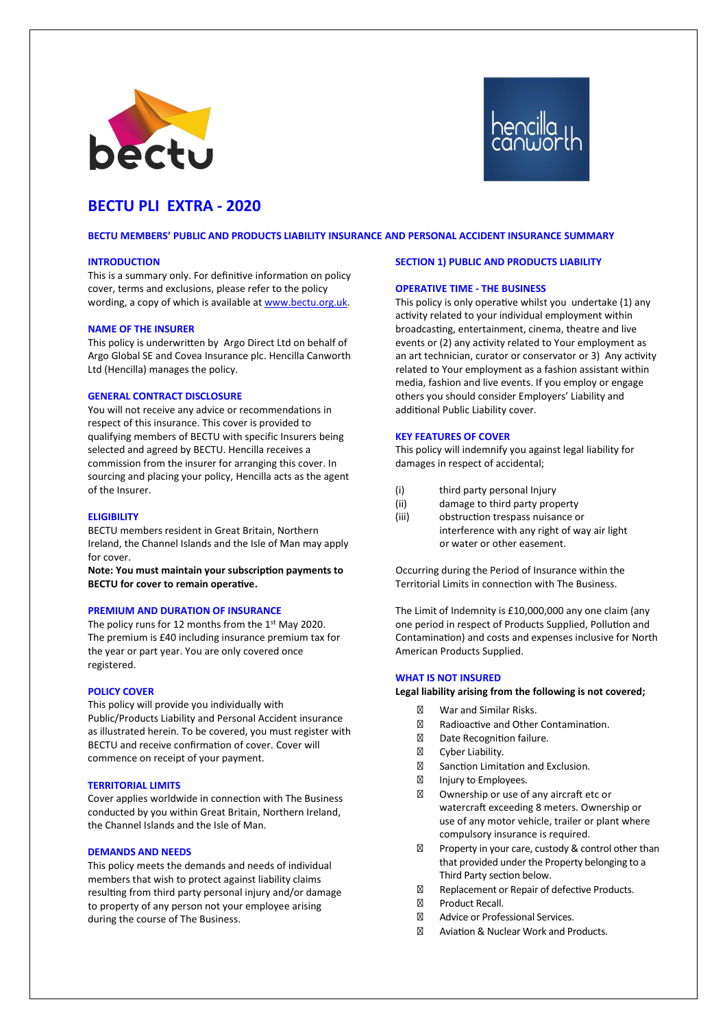# BECTU PLI EXTRA - 2020

## BECTU MEMBERS' PUBLIC AND PRODUCTS LIABILITY INSURANCE AND PERSONAL ACCIDENT INSURANCE SUMMARY

### INTRODUCTION

This is a summary only. For definitive information on policy cover, terms and exclusions, please refer to the policy wording, a copy of which is available at www.bectu.org.uk.

### NAME OF THE INSURER

This policy is underwritten by Argo Direct Ltd on behalf of Argo Global SE and Covea Insurance plc. Hencilla Canworth Ltd (Hencilla) manages the policy.

### GENERAL CONTRACT DISCLOSURE

You will not receive any advice or recommendations in respect of this insurance. This cover is provided to qualifying members of BECTU with specific Insurers being selected and agreed by BECTU. Hencilla receives a commission from the insurer for arranging this cover. In sourcing and placing your policy, Hencilla acts as the agent of the Insurer.

### ELIGIBILITY

BECTU members resident in Great Britain, Northern Ireland, the Channel Islands and the Isle of Man may apply for cover.

**Note: You must maintain your subscription payments to BECTU for cover to remain operative.**

### PREMIUM AND DURATION OF INSURANCE

The policy runs for 12 months from the 1st May 2020. The premium is £40 including insurance premium tax for the year or part year. You are only covered once registered.

### POLICY COVER

This policy will provide you individually with Public/Products Liability and Personal Accident insurance as illustrated herein. To be covered, you must register with BECTU and receive confirmation of cover. Cover will commence on receipt of your payment.

### TERRITORIAL LIMITS

Cover applies worldwide in connection with The Business conducted by you within Great Britain, Northern Ireland, the Channel Islands and the Isle of Man.

### DEMANDS AND NEEDS

This policy meets the demands and needs of individual members that wish to protect against liability claims resulting from third party personal injury and/or damage to property of any person not your employee arising during the course of The Business.

## SECTION 1) PUBLIC AND PRODUCTS LIABILITY

### OPERATIVE TIME - THE BUSINESS

This policy is only operative whilst you undertake (1) any activity related to your individual employment within broadcasting, entertainment, cinema, theatre and live events or (2) any activity related to Your employment as an art technician, curator or conservator or 3) Any activity related to Your employment as a fashion assistant within media, fashion and live events. If you employ or engage others you should consider Employers' Liability and additional Public Liability cover.

### KEY FEATURES OF COVER

This policy will indemnify you against legal liability for damages in respect of accidental;

(i) third party personal Injury
(ii) damage to third party property
(iii) obstruction trespass nuisance or interference with any right of way air light or water or other easement.

Occurring during the Period of Insurance within the Territorial Limits in connection with The Business.

The Limit of Indemnity is £10,000,000 any one claim (any one period in respect of Products Supplied, Pollution and Contamination) and costs and expenses inclusive for North American Products Supplied.

### WHAT IS NOT INSURED

**Legal liability arising from the following is not covered;**

- War and Similar Risks.
- Radioactive and Other Contamination.
- Date Recognition failure.
- Cyber Liability.
- Sanction Limitation and Exclusion.
- Injury to Employees.
- Ownership or use of any aircraft etc or watercraft exceeding 8 meters. Ownership or use of any motor vehicle, trailer or plant where compulsory insurance is required.
- Property in your care, custody & control other than that provided under the Property belonging to a Third Party section below.
- Replacement or Repair of defective Products.
- Product Recall.
- Advice or Professional Services.
- Aviation & Nuclear Work and Products.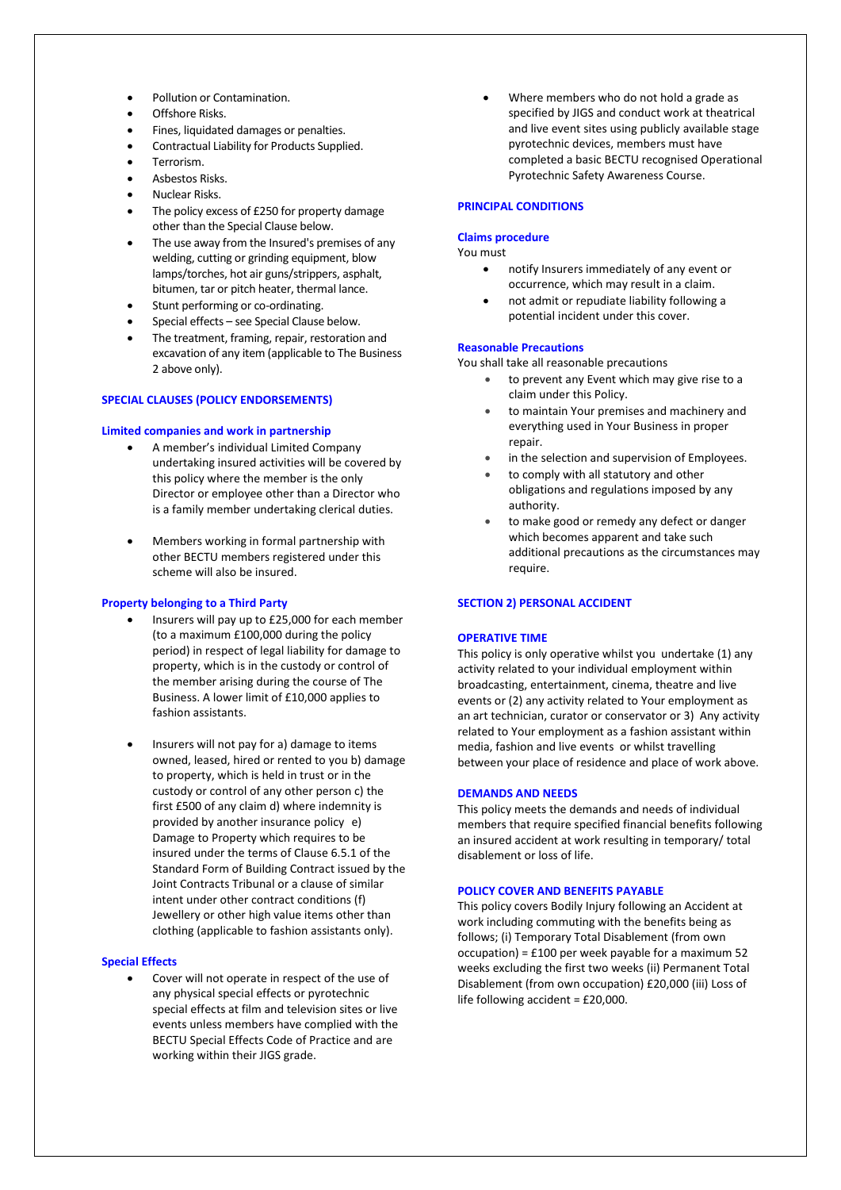- Pollution or Contamination.
- Offshore Risks.
- Fines, liquidated damages or penalties.
- Contractual Liability for Products Supplied.
- Terrorism.
- Asbestos Risks.
- Nuclear Risks.
- The policy excess of £250 for property damage other than the Special Clause below.
- The use away from the Insured's premises of any welding, cutting or grinding equipment, blow lamps/torches, hot air guns/strippers, asphalt, bitumen, tar or pitch heater, thermal lance.
- Stunt performing or co-ordinating.
- Special effects – see Special Clause below.
- The treatment, framing, repair, restoration and excavation of any item (applicable to The Business 2 above only).

## SPECIAL CLAUSES (POLICY ENDORSEMENTS)

### Limited companies and work in partnership

- A member's individual Limited Company undertaking insured activities will be covered by this policy where the member is the only Director or employee other than a Director who is a family member undertaking clerical duties.

- Members working in formal partnership with other BECTU members registered under this scheme will also be insured.

### Property belonging to a Third Party

- Insurers will pay up to £25,000 for each member (to a maximum £100,000 during the policy period) in respect of legal liability for damage to property, which is in the custody or control of the member arising during the course of The Business. A lower limit of £10,000 applies to fashion assistants.

- Insurers will not pay for a) damage to items owned, leased, hired or rented to you b) damage to property, which is held in trust or in the custody or control of any other person c) the first £500 of any claim d) where indemnity is provided by another insurance policy e) Damage to Property which requires to be insured under the terms of Clause 6.5.1 of the Standard Form of Building Contract issued by the Joint Contracts Tribunal or a clause of similar intent under other contract conditions (f) Jewellery or other high value items other than clothing (applicable to fashion assistants only).

### Special Effects

- Cover will not operate in respect of the use of any physical special effects or pyrotechnic special effects at film and television sites or live events unless members have complied with the BECTU Special Effects Code of Practice and are working within their JIGS grade.
- Where members who do not hold a grade as specified by JIGS and conduct work at theatrical and live event sites using publicly available stage pyrotechnic devices, members must have completed a basic BECTU recognised Operational Pyrotechnic Safety Awareness Course.

## PRINCIPAL CONDITIONS

### Claims procedure

You must

- notify Insurers immediately of any event or occurrence, which may result in a claim.
- not admit or repudiate liability following a potential incident under this cover.

### Reasonable Precautions

You shall take all reasonable precautions

- to prevent any Event which may give rise to a claim under this Policy.
- to maintain Your premises and machinery and everything used in Your Business in proper repair.
- in the selection and supervision of Employees.
- to comply with all statutory and other obligations and regulations imposed by any authority.
- to make good or remedy any defect or danger which becomes apparent and take such additional precautions as the circumstances may require.

## SECTION 2) PERSONAL ACCIDENT

### OPERATIVE TIME

This policy is only operative whilst you undertake (1) any activity related to your individual employment within broadcasting, entertainment, cinema, theatre and live events or (2) any activity related to Your employment as an art technician, curator or conservator or 3) Any activity related to Your employment as a fashion assistant within media, fashion and live events or whilst travelling between your place of residence and place of work above.

### DEMANDS AND NEEDS

This policy meets the demands and needs of individual members that require specified financial benefits following an insured accident at work resulting in temporary/ total disablement or loss of life.

### POLICY COVER AND BENEFITS PAYABLE

This policy covers Bodily Injury following an Accident at work including commuting with the benefits being as follows; (i) Temporary Total Disablement (from own occupation) = £100 per week payable for a maximum 52 weeks excluding the first two weeks (ii) Permanent Total Disablement (from own occupation) £20,000 (iii) Loss of life following accident = £20,000.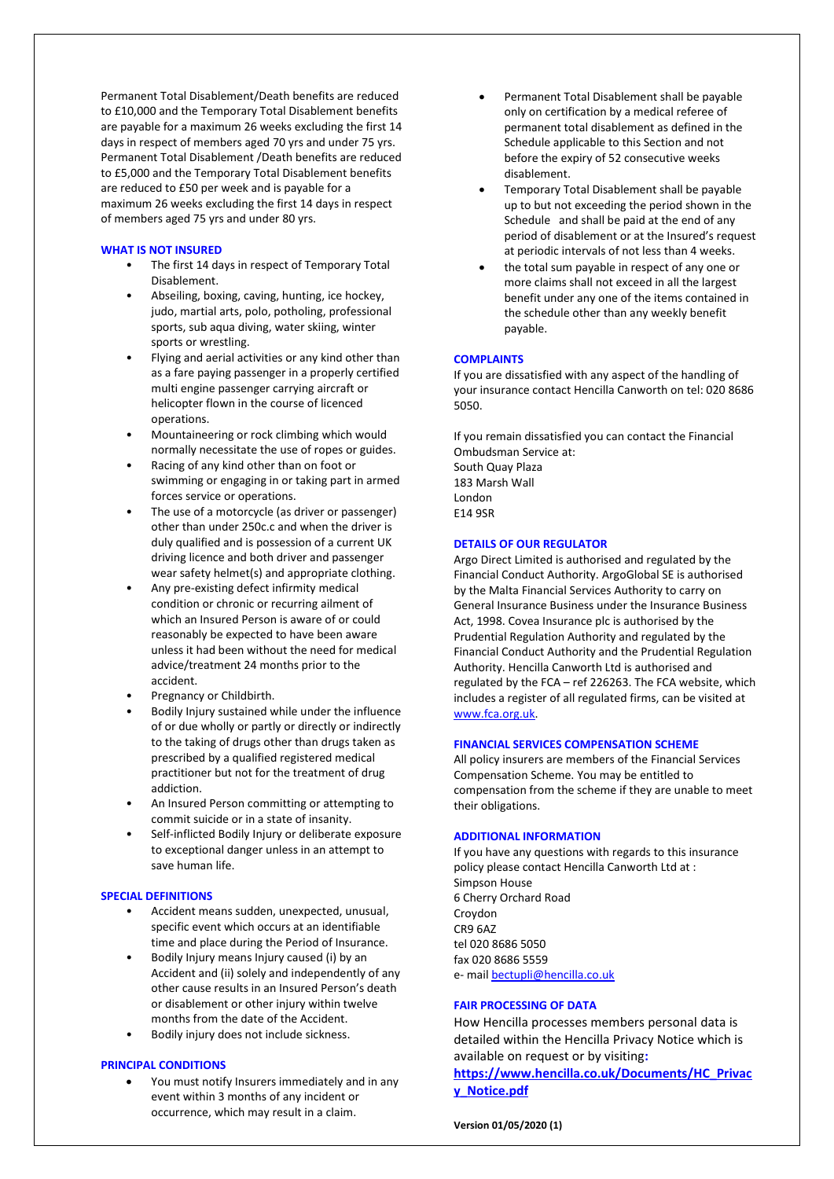Permanent Total Disablement/Death benefits are reduced to £10,000 and the Temporary Total Disablement benefits are payable for a maximum 26 weeks excluding the first 14 days in respect of members aged 70 yrs and under 75 yrs. Permanent Total Disablement /Death benefits are reduced to £5,000 and the Temporary Total Disablement benefits are reduced to £50 per week and is payable for a maximum 26 weeks excluding the first 14 days in respect of members aged 75 yrs and under 80 yrs.

## WHAT IS NOT INSURED

- The first 14 days in respect of Temporary Total Disablement.
- Abseiling, boxing, caving, hunting, ice hockey, judo, martial arts, polo, potholing, professional sports, sub aqua diving, water skiing, winter sports or wrestling.
- Flying and aerial activities or any kind other than as a fare paying passenger in a properly certified multi engine passenger carrying aircraft or helicopter flown in the course of licenced operations.
- Mountaineering or rock climbing which would normally necessitate the use of ropes or guides.
- Racing of any kind other than on foot or swimming or engaging in or taking part in armed forces service or operations.
- The use of a motorcycle (as driver or passenger) other than under 250c.c and when the driver is duly qualified and is possession of a current UK driving licence and both driver and passenger wear safety helmet(s) and appropriate clothing.
- Any pre-existing defect infirmity medical condition or chronic or recurring ailment of which an Insured Person is aware of or could reasonably be expected to have been aware unless it had been without the need for medical advice/treatment 24 months prior to the accident.
- Pregnancy or Childbirth.
- Bodily Injury sustained while under the influence of or due wholly or partly or directly or indirectly to the taking of drugs other than drugs taken as prescribed by a qualified registered medical practitioner but not for the treatment of drug addiction.
- An Insured Person committing or attempting to commit suicide or in a state of insanity.
- Self-inflicted Bodily Injury or deliberate exposure to exceptional danger unless in an attempt to save human life.

## SPECIAL DEFINITIONS

- Accident means sudden, unexpected, unusual, specific event which occurs at an identifiable time and place during the Period of Insurance.
- Bodily Injury means Injury caused (i) by an Accident and (ii) solely and independently of any other cause results in an Insured Person's death or disablement or other injury within twelve months from the date of the Accident.
- Bodily injury does not include sickness.

## PRINCIPAL CONDITIONS

- You must notify Insurers immediately and in any event within 3 months of any incident or occurrence, which may result in a claim.
- Permanent Total Disablement shall be payable only on certification by a medical referee of permanent total disablement as defined in the Schedule applicable to this Section and not before the expiry of 52 consecutive weeks disablement.
- Temporary Total Disablement shall be payable up to but not exceeding the period shown in the Schedule and shall be paid at the end of any period of disablement or at the Insured's request at periodic intervals of not less than 4 weeks.
- the total sum payable in respect of any one or more claims shall not exceed in all the largest benefit under any one of the items contained in the schedule other than any weekly benefit payable.

## COMPLAINTS

If you are dissatisfied with any aspect of the handling of your insurance contact Hencilla Canworth on tel: 020 8686 5050.

If you remain dissatisfied you can contact the Financial Ombudsman Service at:
South Quay Plaza
183 Marsh Wall
London
E14 9SR

## DETAILS OF OUR REGULATOR

Argo Direct Limited is authorised and regulated by the Financial Conduct Authority. ArgoGlobal SE is authorised by the Malta Financial Services Authority to carry on General Insurance Business under the Insurance Business Act, 1998. Covea Insurance plc is authorised by the Prudential Regulation Authority and regulated by the Financial Conduct Authority and the Prudential Regulation Authority. Hencilla Canworth Ltd is authorised and regulated by the FCA – ref 226263. The FCA website, which includes a register of all regulated firms, can be visited at www.fca.org.uk.

## FINANCIAL SERVICES COMPENSATION SCHEME

All policy insurers are members of the Financial Services Compensation Scheme. You may be entitled to compensation from the scheme if they are unable to meet their obligations.

## ADDITIONAL INFORMATION

If you have any questions with regards to this insurance policy please contact Hencilla Canworth Ltd at :
Simpson House
6 Cherry Orchard Road
Croydon
CR9 6AZ
tel 020 8686 5050
fax 020 8686 5559
e- mail bectupli@hencilla.co.uk

## FAIR PROCESSING OF DATA

How Hencilla processes members personal data is detailed within the Hencilla Privacy Notice which is available on request or by visiting: **https://www.hencilla.co.uk/Documents/HC_Privacy_Notice.pdf**

**Version 01/05/2020 (1)**